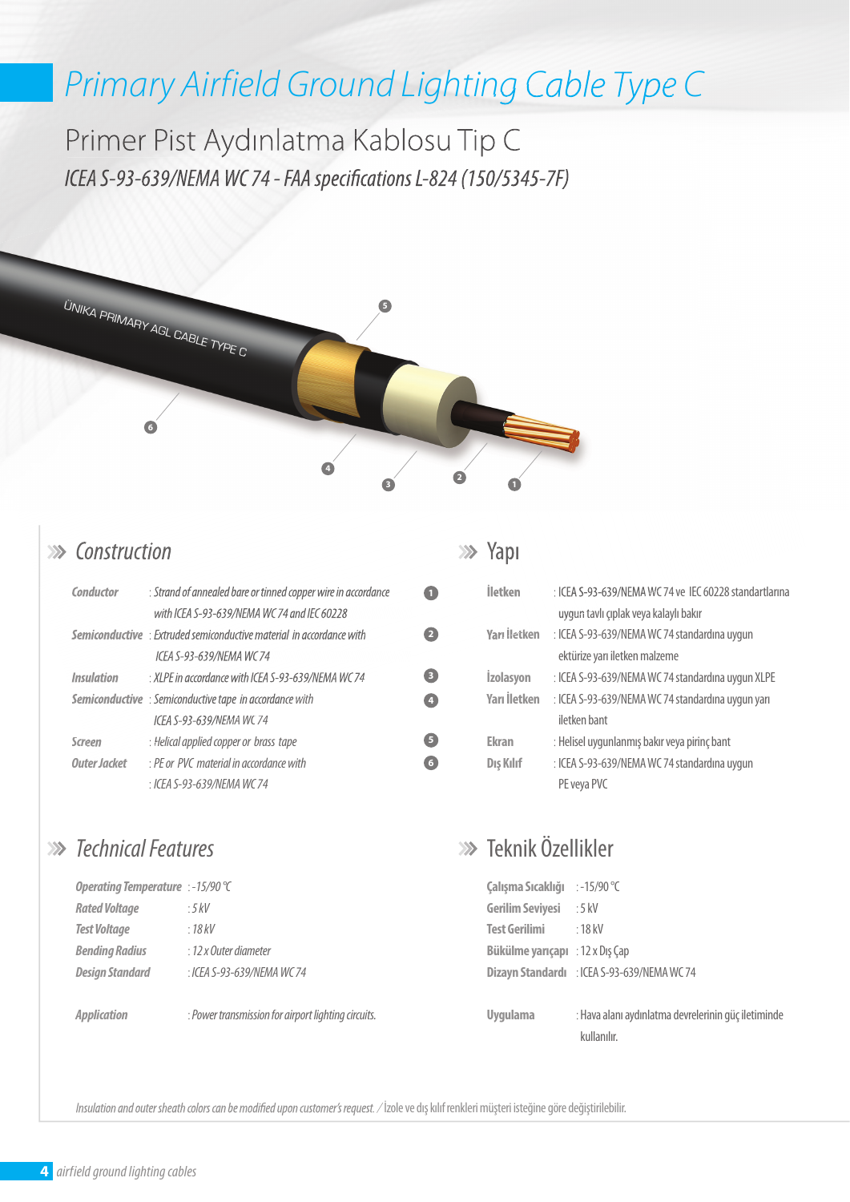# Primary Airfield Ground Lighting Cable Type C

## Primer Pist Aydınlatma Kablosu Tip C

*ICEA S-93-639/NEMA WC 74 - FAA specifications L-824 (150/5345-7F)*

ÜNIKA PRIMARY AGL CABLE TYPE C

## Construction

| | | |
|---|---|---|
| *Conductor* | : *Strand of annealed bare or tinned copper wire in accordance with ICEA S-93-639/NEMA WC 74 and IEC 60228* | 1 |
| *Semiconductive* | : *Extruded semiconductive material in accordance with ICEA S-93-639/NEMA WC 74* | 2 |
| *Insulation* | : *XLPE in accordance with ICEA S-93-639/NEMA WC 74* | 3 |
| *Semiconductive* | : *Semiconductive tape in accordance with ICEA S-93-639/NEMA WC 74* | 4 |
| *Screen* | : *Helical applied copper or brass tape* | 5 |
| *Outer Jacket* | : *PE or PVC material in accordance with* : *ICEA S-93-639/NEMA WC 74* | 6 |

## Yapı

| | |
|---|---|
| **İletken** | : ICEA S-93-639/NEMA WC 74 ve IEC 60228 standartlarına uygun tavlı çıplak veya kalaylı bakır |
| **Yarı İletken** | : ICEA S-93-639/NEMA WC 74 standardına uygun ektürize yarı iletken malzeme |
| **İzolasyon** | : ICEA S-93-639/NEMA WC 74 standardına uygun XLPE |
| **Yarı İletken** | : ICEA S-93-639/NEMA WC 74 standardına uygun yarı iletken bant |
| **Ekran** | : Helisel uygunlanmış bakır veya pirinç bant |
| **Dış Kılıf** | : ICEA S-93-639/NEMA WC 74 standardına uygun PE veya PVC |

## Technical Features

| | |
|---|---|
| ***Operating Temperature*** | : *-15/90 °C* |
| ***Rated Voltage*** | : *5 kV* |
| ***Test Voltage*** | : *18 kV* |
| ***Bending Radius*** | : *12 x Outer diameter* |
| ***Design Standard*** | : *ICEA S-93-639/NEMA WC 74* |
| ***Application*** | : *Power transmission for airport lighting circuits.* |

## Teknik Özellikler

| | |
|---|---|
| **Çalışma Sıcaklığı** | : -15/90 °C |
| **Gerilim Seviyesi** | : 5 kV |
| **Test Gerilimi** | : 18 kV |
| **Bükülme yarıçapı** | : 12 x Dış Çap |
| **Dizayn Standardı** | : ICEA S-93-639/NEMA WC 74 |
| **Uygulama** | : Hava alanı aydınlatma devrelerinin güç iletiminde kullanılır. |

*Insulation and outer sheath colors can be modified upon customer's request.* / İzole ve dış kılıf renkleri müşteri isteğine göre değiştirilebilir.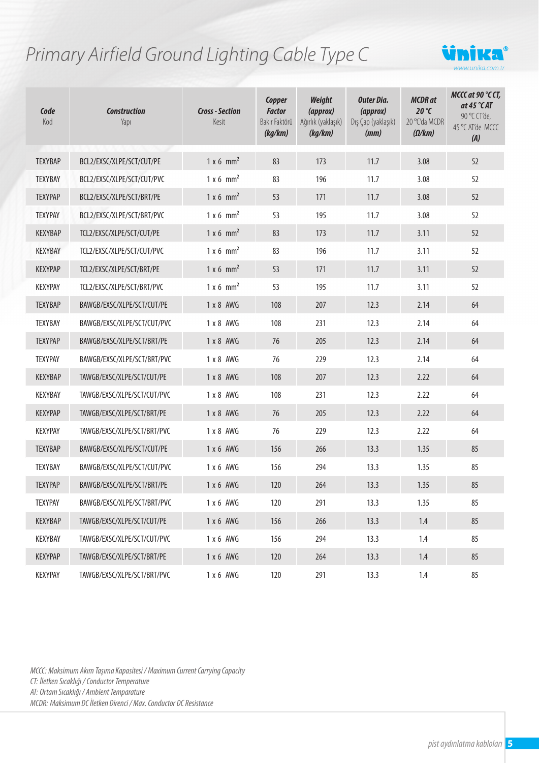# Primary Airfield Ground Lighting Cable Type C

| **Code** Kod | **Construction** Yapı | **Cross - Section** Kesit | **Copper Factor** Bakır Faktörü **(kg/km)** | **Weight (approx)** Ağırlık (yaklaşık) **(kg/km)** | **Outer Dia. (approx)** Dış Çap (yaklaşık) **(mm)** | **MCDR at 20 °C** 20 °C'da MCDR **(Ω/km)** | **MCCC at 90 °C CT, at 45 °C AT** 90 °C CT'de, 45 °C AT'de MCCC **(A)** |
|---|---|---|---|---|---|---|---|
| TEXYBAP | BCL2/EXSC/XLPE/SCT/CUT/PE | 1 x 6 $mm^2$ | 83 | 173 | 11.7 | 3.08 | 52 |
| TEXYBAY | BCL2/EXSC/XLPE/SCT/CUT/PVC | 1 x 6 $mm^2$ | 83 | 196 | 11.7 | 3.08 | 52 |
| TEXYPAP | BCL2/EXSC/XLPE/SCT/BRT/PE | 1 x 6 $mm^2$ | 53 | 171 | 11.7 | 3.08 | 52 |
| TEXYPAY | BCL2/EXSC/XLPE/SCT/BRT/PVC | 1 x 6 $mm^2$ | 53 | 195 | 11.7 | 3.08 | 52 |
| KEXYBAP | TCL2/EXSC/XLPE/SCT/CUT/PE | 1 x 6 $mm^2$ | 83 | 173 | 11.7 | 3.11 | 52 |
| KEXYBAY | TCL2/EXSC/XLPE/SCT/CUT/PVC | 1 x 6 $mm^2$ | 83 | 196 | 11.7 | 3.11 | 52 |
| KEXYPAP | TCL2/EXSC/XLPE/SCT/BRT/PE | 1 x 6 $mm^2$ | 53 | 171 | 11.7 | 3.11 | 52 |
| KEXYPAY | TCL2/EXSC/XLPE/SCT/BRT/PVC | 1 x 6 $mm^2$ | 53 | 195 | 11.7 | 3.11 | 52 |
| TEXYBAP | BAWGB/EXSC/XLPE/SCT/CUT/PE | 1 x 8 AWG | 108 | 207 | 12.3 | 2.14 | 64 |
| TEXYBAY | BAWGB/EXSC/XLPE/SCT/CUT/PVC | 1 x 8 AWG | 108 | 231 | 12.3 | 2.14 | 64 |
| TEXYPAP | BAWGB/EXSC/XLPE/SCT/BRT/PE | 1 x 8 AWG | 76 | 205 | 12.3 | 2.14 | 64 |
| TEXYPAY | BAWGB/EXSC/XLPE/SCT/BRT/PVC | 1 x 8 AWG | 76 | 229 | 12.3 | 2.14 | 64 |
| KEXYBAP | TAWGB/EXSC/XLPE/SCT/CUT/PE | 1 x 8 AWG | 108 | 207 | 12.3 | 2.22 | 64 |
| KEXYBAY | TAWGB/EXSC/XLPE/SCT/CUT/PVC | 1 x 8 AWG | 108 | 231 | 12.3 | 2.22 | 64 |
| KEXYPAP | TAWGB/EXSC/XLPE/SCT/BRT/PE | 1 x 8 AWG | 76 | 205 | 12.3 | 2.22 | 64 |
| KEXYPAY | TAWGB/EXSC/XLPE/SCT/BRT/PVC | 1 x 8 AWG | 76 | 229 | 12.3 | 2.22 | 64 |
| TEXYBAP | BAWGB/EXSC/XLPE/SCT/CUT/PE | 1 x 6 AWG | 156 | 266 | 13.3 | 1.35 | 85 |
| TEXYBAY | BAWGB/EXSC/XLPE/SCT/CUT/PVC | 1 x 6 AWG | 156 | 294 | 13.3 | 1.35 | 85 |
| TEXYPAP | BAWGB/EXSC/XLPE/SCT/BRT/PE | 1 x 6 AWG | 120 | 264 | 13.3 | 1.35 | 85 |
| TEXYPAY | BAWGB/EXSC/XLPE/SCT/BRT/PVC | 1 x 6 AWG | 120 | 291 | 13.3 | 1.35 | 85 |
| KEXYBAP | TAWGB/EXSC/XLPE/SCT/CUT/PE | 1 x 6 AWG | 156 | 266 | 13.3 | 1.4 | 85 |
| KEXYBAY | TAWGB/EXSC/XLPE/SCT/CUT/PVC | 1 x 6 AWG | 156 | 294 | 13.3 | 1.4 | 85 |
| KEXYPAP | TAWGB/EXSC/XLPE/SCT/BRT/PE | 1 x 6 AWG | 120 | 264 | 13.3 | 1.4 | 85 |
| KEXYPAY | TAWGB/EXSC/XLPE/SCT/BRT/PVC | 1 x 6 AWG | 120 | 291 | 13.3 | 1.4 | 85 |

*MCCC: Maksimum Akım Taşıma Kapasitesi / Maximum Current Carrying Capacity*
*CT: İletken Sıcaklığı / Conductor Temperature*
*AT: Ortam Sıcaklığı / Ambient Temparature*
*MCDR: Maksimum DC İletken Direnci / Max. Conductor DC Resistance*